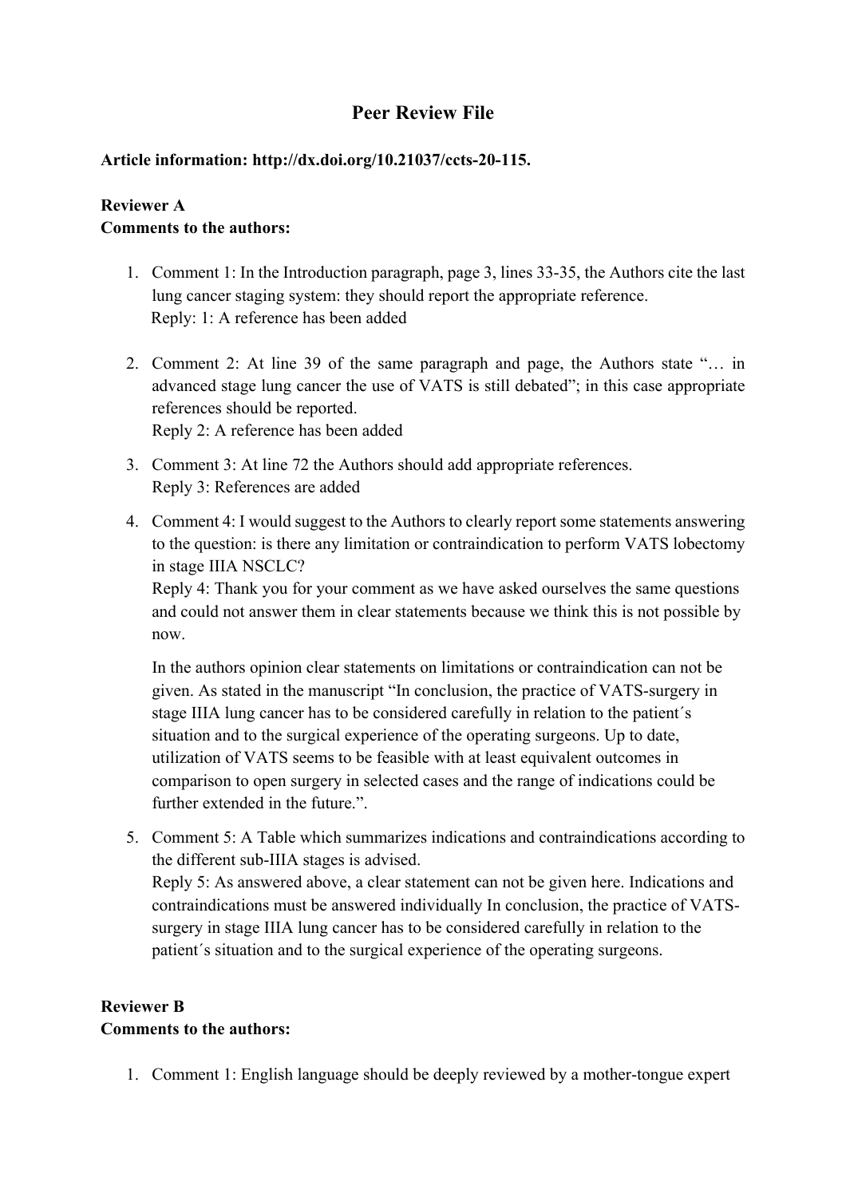# Peer Review File

**Article information: http://dx.doi.org/10.21037/ccts-20-115.**

**Reviewer A**
**Comments to the authors:**

1. Comment 1: In the Introduction paragraph, page 3, lines 33-35, the Authors cite the last lung cancer staging system: they should report the appropriate reference.
   Reply: 1: A reference has been added

2. Comment 2: At line 39 of the same paragraph and page, the Authors state "… in advanced stage lung cancer the use of VATS is still debated"; in this case appropriate references should be reported.
   Reply 2: A reference has been added

3. Comment 3: At line 72 the Authors should add appropriate references.
   Reply 3: References are added

4. Comment 4: I would suggest to the Authors to clearly report some statements answering to the question: is there any limitation or contraindication to perform VATS lobectomy in stage IIIA NSCLC?
   Reply 4: Thank you for your comment as we have asked ourselves the same questions and could not answer them in clear statements because we think this is not possible by now.

   In the authors opinion clear statements on limitations or contraindication can not be given. As stated in the manuscript "In conclusion, the practice of VATS-surgery in stage IIIA lung cancer has to be considered carefully in relation to the patient´s situation and to the surgical experience of the operating surgeons. Up to date, utilization of VATS seems to be feasible with at least equivalent outcomes in comparison to open surgery in selected cases and the range of indications could be further extended in the future.".

5. Comment 5: A Table which summarizes indications and contraindications according to the different sub-IIIA stages is advised.
   Reply 5: As answered above, a clear statement can not be given here. Indications and contraindications must be answered individually In conclusion, the practice of VATS-surgery in stage IIIA lung cancer has to be considered carefully in relation to the patient´s situation and to the surgical experience of the operating surgeons.

**Reviewer B**
**Comments to the authors:**

1. Comment 1: English language should be deeply reviewed by a mother-tongue expert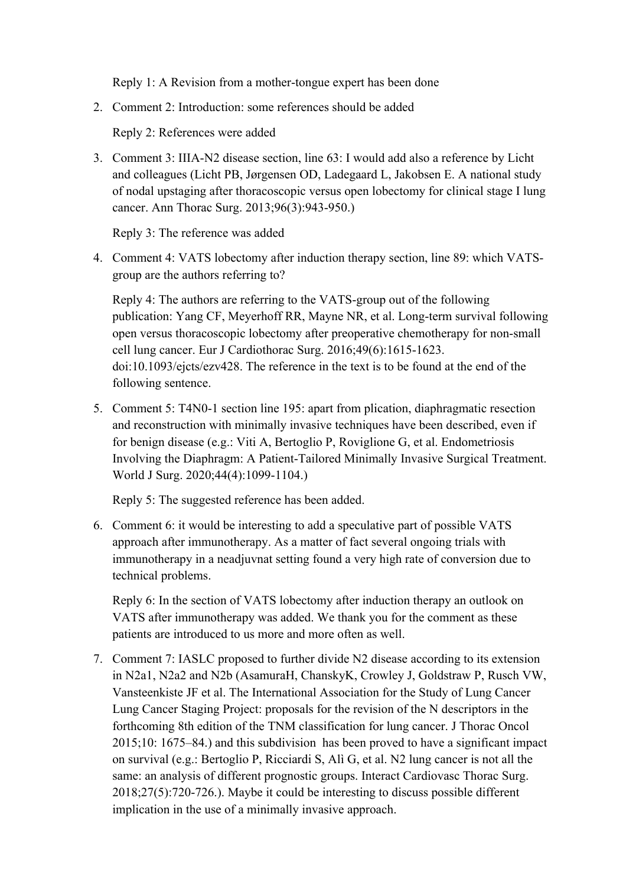Reply 1: A Revision from a mother-tongue expert has been done

2. Comment 2: Introduction: some references should be added

   Reply 2: References were added

3. Comment 3: IIIA-N2 disease section, line 63: I would add also a reference by Licht and colleagues (Licht PB, Jørgensen OD, Ladegaard L, Jakobsen E. A national study of nodal upstaging after thoracoscopic versus open lobectomy for clinical stage I lung cancer. Ann Thorac Surg. 2013;96(3):943-950.)

   Reply 3: The reference was added

4. Comment 4: VATS lobectomy after induction therapy section, line 89: which VATS-group are the authors referring to?

   Reply 4: The authors are referring to the VATS-group out of the following publication: Yang CF, Meyerhoff RR, Mayne NR, et al. Long-term survival following open versus thoracoscopic lobectomy after preoperative chemotherapy for non-small cell lung cancer. Eur J Cardiothorac Surg. 2016;49(6):1615-1623. doi:10.1093/ejcts/ezv428. The reference in the text is to be found at the end of the following sentence.

5. Comment 5: T4N0-1 section line 195: apart from plication, diaphragmatic resection and reconstruction with minimally invasive techniques have been described, even if for benign disease (e.g.: Viti A, Bertoglio P, Roviglione G, et al. Endometriosis Involving the Diaphragm: A Patient-Tailored Minimally Invasive Surgical Treatment. World J Surg. 2020;44(4):1099-1104.)

   Reply 5: The suggested reference has been added.

6. Comment 6: it would be interesting to add a speculative part of possible VATS approach after immunotherapy. As a matter of fact several ongoing trials with immunotherapy in a neadjuvnat setting found a very high rate of conversion due to technical problems.

   Reply 6: In the section of VATS lobectomy after induction therapy an outlook on VATS after immunotherapy was added. We thank you for the comment as these patients are introduced to us more and more often as well.

7. Comment 7: IASLC proposed to further divide N2 disease according to its extension in N2a1, N2a2 and N2b (AsamuraH, ChanskyK, Crowley J, Goldstraw P, Rusch VW, Vansteenkiste JF et al. The International Association for the Study of Lung Cancer Lung Cancer Staging Project: proposals for the revision of the N descriptors in the forthcoming 8th edition of the TNM classification for lung cancer. J Thorac Oncol 2015;10: 1675–84.) and this subdivision has been proved to have a significant impact on survival (e.g.: Bertoglio P, Ricciardi S, Alì G, et al. N2 lung cancer is not all the same: an analysis of different prognostic groups. Interact Cardiovasc Thorac Surg. 2018;27(5):720-726.). Maybe it could be interesting to discuss possible different implication in the use of a minimally invasive approach.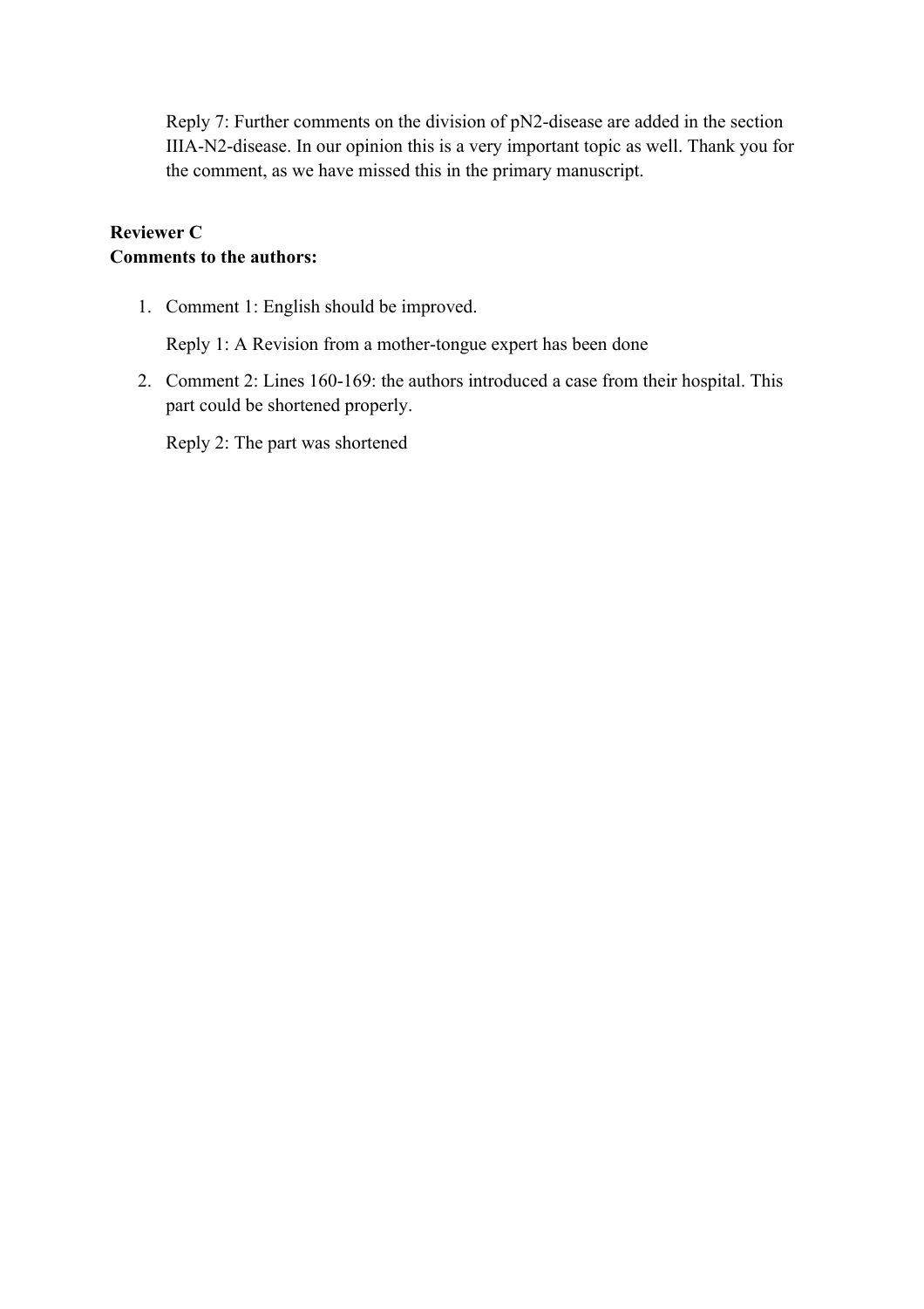Reply 7: Further comments on the division of pN2-disease are added in the section IIIA-N2-disease. In our opinion this is a very important topic as well. Thank you for the comment, as we have missed this in the primary manuscript.

**Reviewer C**
**Comments to the authors:**

1. Comment 1: English should be improved.

   Reply 1: A Revision from a mother-tongue expert has been done

2. Comment 2: Lines 160-169: the authors introduced a case from their hospital. This part could be shortened properly.

   Reply 2: The part was shortened